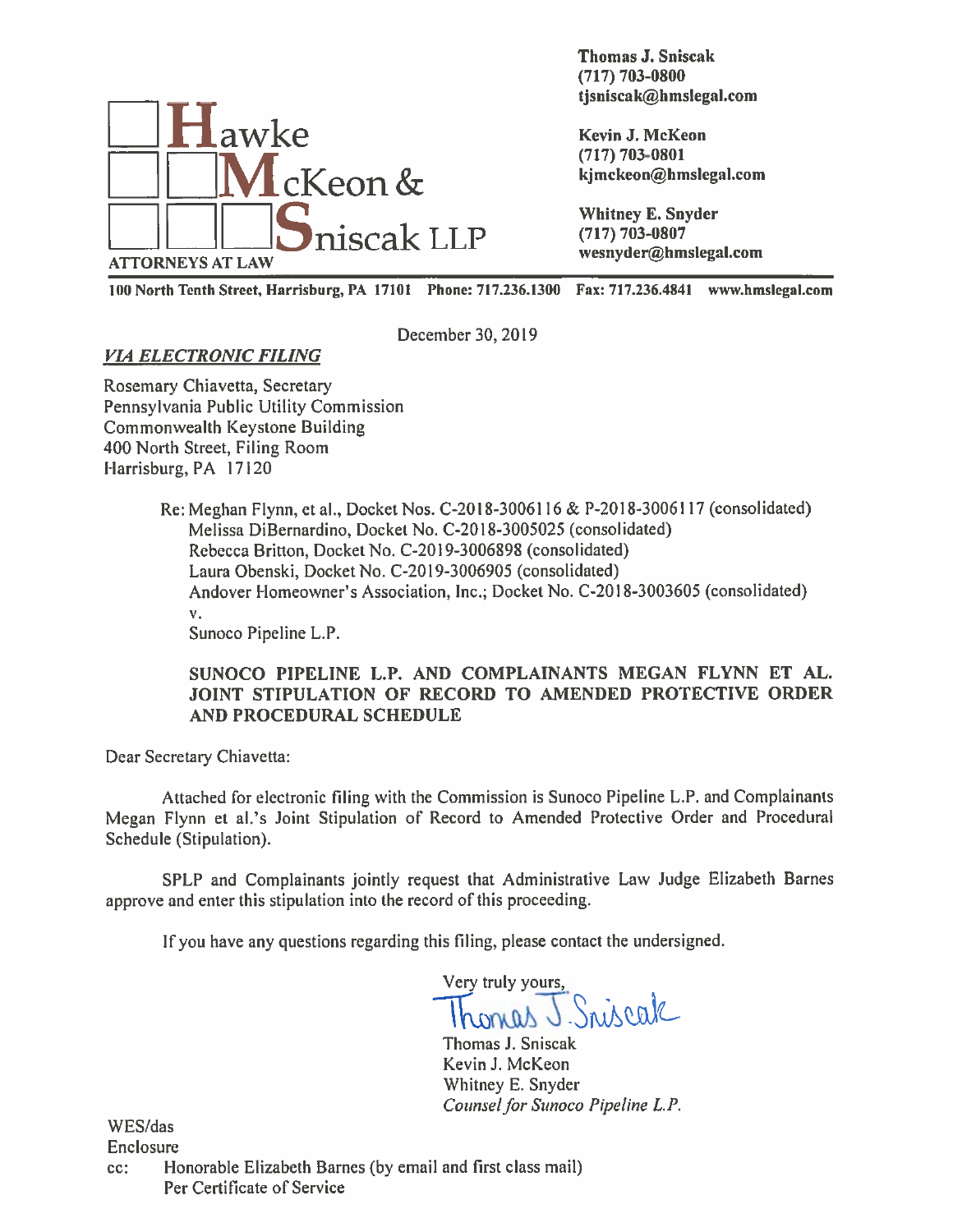**Hawke McKeon & Sniscak LLP**
ATTORNEYS AT LAW

**Thomas J. Sniscak**
**(717) 703-0800**
**tjsniscak@hmslegal.com**

**Kevin J. McKeon**
**(717) 703-0801**
**kjmckeon@hmslegal.com**

**Whitney E. Snyder**
**(717) 703-0807**
**wesnyder@hmslegal.com**

**100 North Tenth Street, Harrisburg, PA 17101 Phone: 717.236.1300 Fax: 717.236.4841 www.hmslegal.com**

December 30, 2019

***VIA ELECTRONIC FILING***

Rosemary Chiavetta, Secretary
Pennsylvania Public Utility Commission
Commonwealth Keystone Building
400 North Street, Filing Room
Harrisburg, PA 17120

Re: Meghan Flynn, et al., Docket Nos. C-2018-3006116 & P-2018-3006117 (consolidated)
Melissa DiBernardino, Docket No. C-2018-3005025 (consolidated)
Rebecca Britton, Docket No. C-2019-3006898 (consolidated)
Laura Obenski, Docket No. C-2019-3006905 (consolidated)
Andover Homeowner's Association, Inc.; Docket No. C-2018-3003605 (consolidated)
v.
Sunoco Pipeline L.P.

**SUNOCO PIPELINE L.P. AND COMPLAINANTS MEGAN FLYNN ET AL. JOINT STIPULATION OF RECORD TO AMENDED PROTECTIVE ORDER AND PROCEDURAL SCHEDULE**

Dear Secretary Chiavetta:

Attached for electronic filing with the Commission is Sunoco Pipeline L.P. and Complainants Megan Flynn et al.'s Joint Stipulation of Record to Amended Protective Order and Procedural Schedule (Stipulation).

SPLP and Complainants jointly request that Administrative Law Judge Elizabeth Barnes approve and enter this stipulation into the record of this proceeding.

If you have any questions regarding this filing, please contact the undersigned.

Very truly yours,

Thomas J. Sniscak
Kevin J. McKeon
Whitney E. Snyder
*Counsel for Sunoco Pipeline L.P.*

WES/das
Enclosure
cc: Honorable Elizabeth Barnes (by email and first class mail)
Per Certificate of Service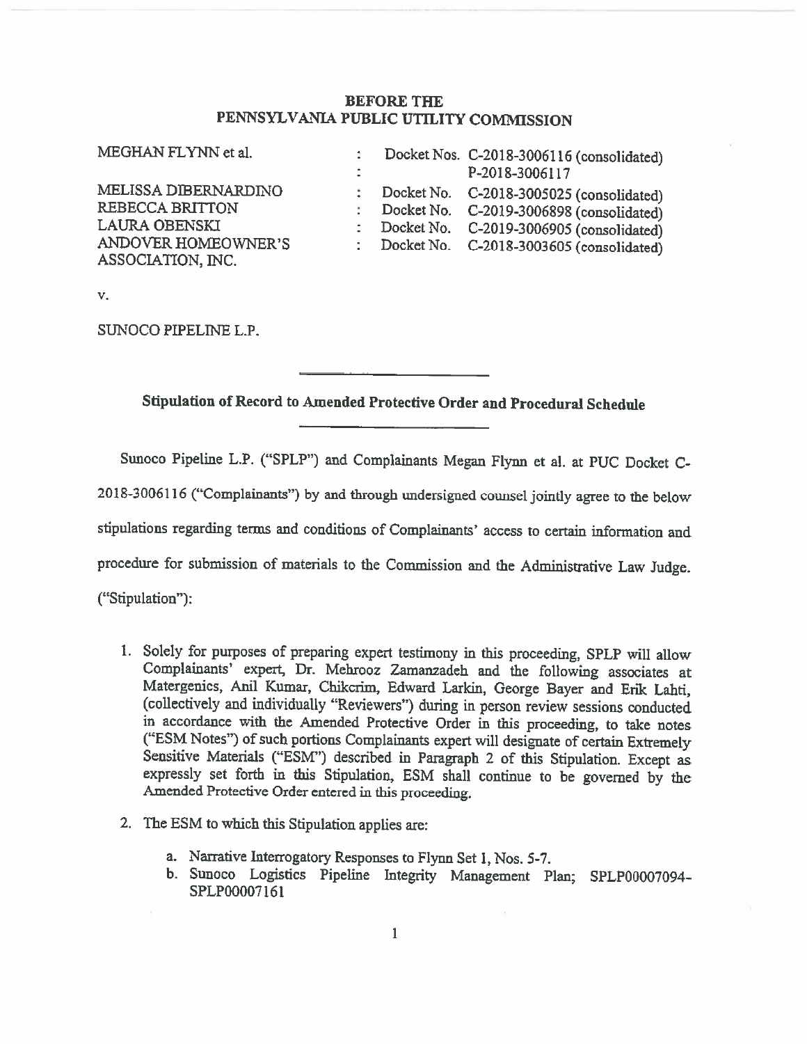**BEFORE THE**
**PENNSYLVANIA PUBLIC UTILITY COMMISSION**

| | | |
|---|---|---|
| MEGHAN FLYNN et al. | : | Docket Nos. C-2018-3006116 (consolidated) |
| | : | P-2018-3006117 |
| MELISSA DIBERNARDINO | : | Docket No. C-2018-3005025 (consolidated) |
| REBECCA BRITTON | : | Docket No. C-2019-3006898 (consolidated) |
| LAURA OBENSKI | : | Docket No. C-2019-3006905 (consolidated) |
| ANDOVER HOMEOWNER'S ASSOCIATION, INC. | : | Docket No. C-2018-3003605 (consolidated) |

v.

SUNOCO PIPELINE L.P.

**Stipulation of Record to Amended Protective Order and Procedural Schedule**

Sunoco Pipeline L.P. ("SPLP") and Complainants Megan Flynn et al. at PUC Docket C-2018-3006116 ("Complainants") by and through undersigned counsel jointly agree to the below stipulations regarding terms and conditions of Complainants' access to certain information and procedure for submission of materials to the Commission and the Administrative Law Judge. ("Stipulation"):

1. Solely for purposes of preparing expert testimony in this proceeding, SPLP will allow Complainants' expert, Dr. Mehrooz Zamanzadeh and the following associates at Matergenics, Anil Kumar, Chikcrim, Edward Larkin, George Bayer and Erik Lahti, (collectively and individually "Reviewers") during in person review sessions conducted in accordance with the Amended Protective Order in this proceeding, to take notes ("ESM Notes") of such portions Complainants expert will designate of certain Extremely Sensitive Materials ("ESM") described in Paragraph 2 of this Stipulation. Except as expressly set forth in this Stipulation, ESM shall continue to be governed by the Amended Protective Order entered in this proceeding.

2. The ESM to which this Stipulation applies are:

    a. Narrative Interrogatory Responses to Flynn Set 1, Nos. 5-7.
    b. Sunoco Logistics Pipeline Integrity Management Plan; SPLP00007094-SPLP00007161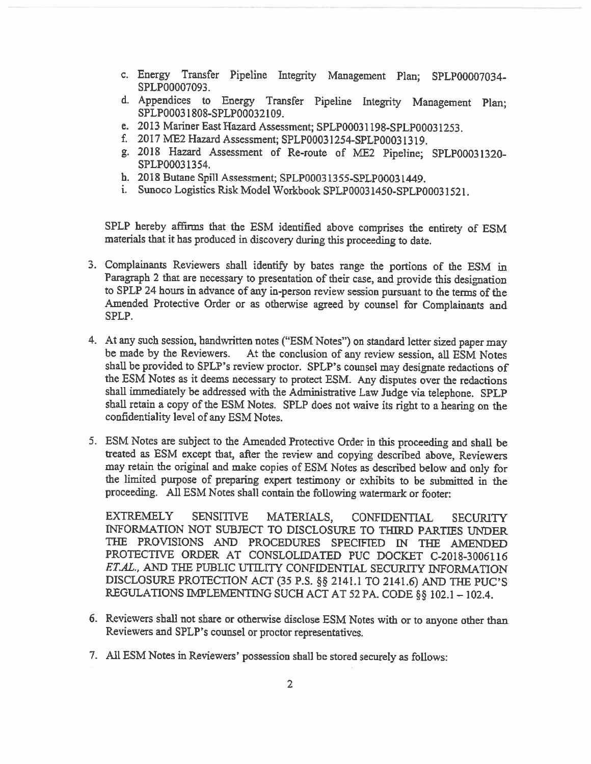c. Energy Transfer Pipeline Integrity Management Plan; SPLP00007034-SPLP00007093.

d. Appendices to Energy Transfer Pipeline Integrity Management Plan; SPLP00031808-SPLP00032109.

e. 2013 Mariner East Hazard Assessment; SPLP00031198-SPLP00031253.

f. 2017 ME2 Hazard Assessment; SPLP00031254-SPLP00031319.

g. 2018 Hazard Assessment of Re-route of ME2 Pipeline; SPLP00031320-SPLP00031354.

h. 2018 Butane Spill Assessment; SPLP00031355-SPLP00031449.

i. Sunoco Logistics Risk Model Workbook SPLP00031450-SPLP00031521.

SPLP hereby affirms that the ESM identified above comprises the entirety of ESM materials that it has produced in discovery during this proceeding to date.

3. Complainants Reviewers shall identify by bates range the portions of the ESM in Paragraph 2 that are necessary to presentation of their case, and provide this designation to SPLP 24 hours in advance of any in-person review session pursuant to the terms of the Amended Protective Order or as otherwise agreed by counsel for Complainants and SPLP.

4. At any such session, handwritten notes ("ESM Notes") on standard letter sized paper may be made by the Reviewers. At the conclusion of any review session, all ESM Notes shall be provided to SPLP's review proctor. SPLP's counsel may designate redactions of the ESM Notes as it deems necessary to protect ESM. Any disputes over the redactions shall immediately be addressed with the Administrative Law Judge via telephone. SPLP shall retain a copy of the ESM Notes. SPLP does not waive its right to a hearing on the confidentiality level of any ESM Notes.

5. ESM Notes are subject to the Amended Protective Order in this proceeding and shall be treated as ESM except that, after the review and copying described above, Reviewers may retain the original and make copies of ESM Notes as described below and only for the limited purpose of preparing expert testimony or exhibits to be submitted in the proceeding. All ESM Notes shall contain the following watermark or footer:

   EXTREMELY SENSITIVE MATERIALS, CONFIDENTIAL SECURITY INFORMATION NOT SUBJECT TO DISCLOSURE TO THIRD PARTIES UNDER THE PROVISIONS AND PROCEDURES SPECIFIED IN THE AMENDED PROTECTIVE ORDER AT CONSLOLIDATED PUC DOCKET C-2018-3006116 *ET.AL.*, AND THE PUBLIC UTILITY CONFIDENTIAL SECURITY INFORMATION DISCLOSURE PROTECTION ACT (35 P.S. §§ 2141.1 TO 2141.6) AND THE PUC'S REGULATIONS IMPLEMENTING SUCH ACT AT 52 PA. CODE §§ 102.1 – 102.4.

6. Reviewers shall not share or otherwise disclose ESM Notes with or to anyone other than Reviewers and SPLP's counsel or proctor representatives.

7. All ESM Notes in Reviewers' possession shall be stored securely as follows: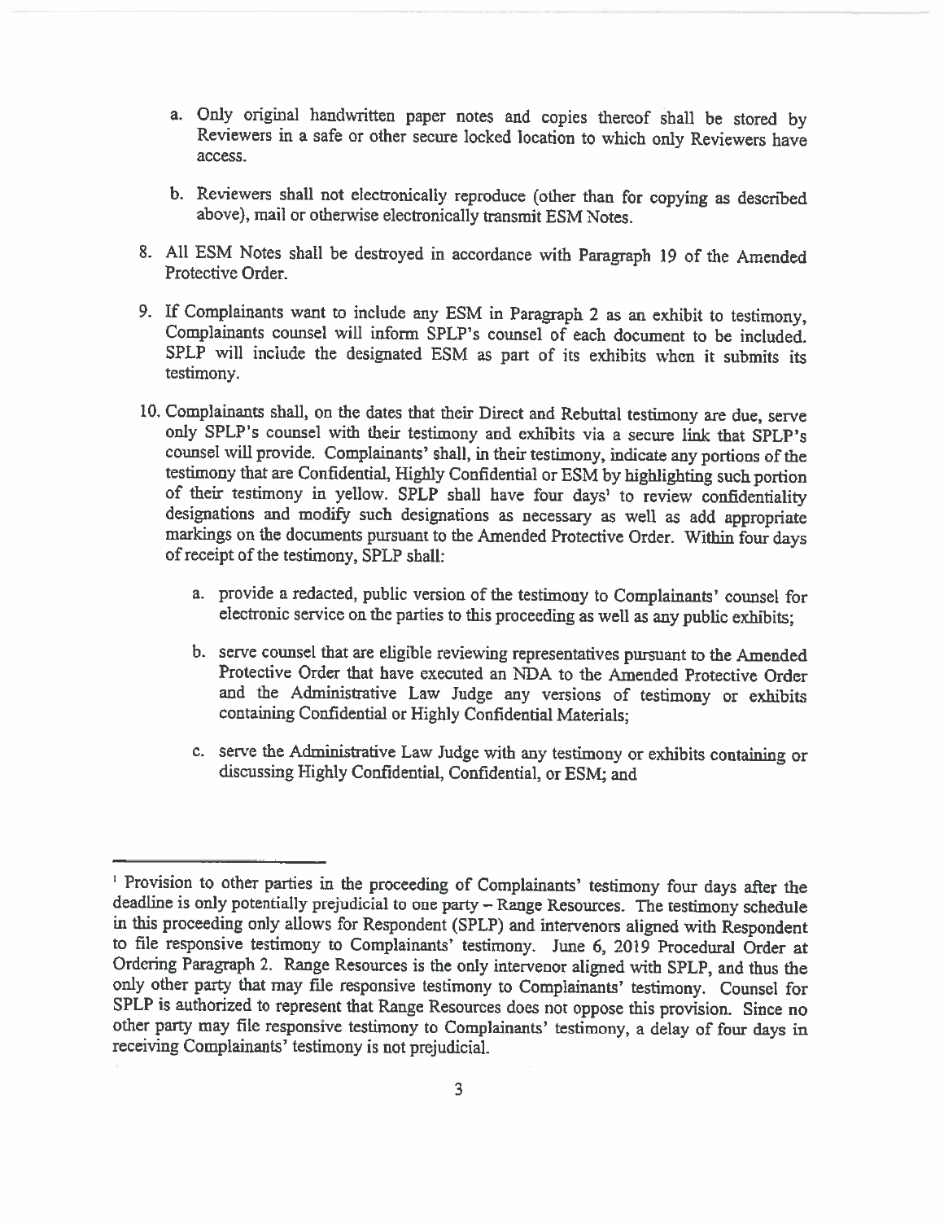a. Only original handwritten paper notes and copies thereof shall be stored by Reviewers in a safe or other secure locked location to which only Reviewers have access.

b. Reviewers shall not electronically reproduce (other than for copying as described above), mail or otherwise electronically transmit ESM Notes.

8. All ESM Notes shall be destroyed in accordance with Paragraph 19 of the Amended Protective Order.

9. If Complainants want to include any ESM in Paragraph 2 as an exhibit to testimony, Complainants counsel will inform SPLP's counsel of each document to be included. SPLP will include the designated ESM as part of its exhibits when it submits its testimony.

10. Complainants shall, on the dates that their Direct and Rebuttal testimony are due, serve only SPLP's counsel with their testimony and exhibits via a secure link that SPLP's counsel will provide. Complainants' shall, in their testimony, indicate any portions of the testimony that are Confidential, Highly Confidential or ESM by highlighting such portion of their testimony in yellow. SPLP shall have four days[1] to review confidentiality designations and modify such designations as necessary as well as add appropriate markings on the documents pursuant to the Amended Protective Order. Within four days of receipt of the testimony, SPLP shall:

    a. provide a redacted, public version of the testimony to Complainants' counsel for electronic service on the parties to this proceeding as well as any public exhibits;

    b. serve counsel that are eligible reviewing representatives pursuant to the Amended Protective Order that have executed an NDA to the Amended Protective Order and the Administrative Law Judge any versions of testimony or exhibits containing Confidential or Highly Confidential Materials;

    c. serve the Administrative Law Judge with any testimony or exhibits containing or discussing Highly Confidential, Confidential, or ESM; and

---

[1] Provision to other parties in the proceeding of Complainants' testimony four days after the deadline is only potentially prejudicial to one party – Range Resources. The testimony schedule in this proceeding only allows for Respondent (SPLP) and intervenors aligned with Respondent to file responsive testimony to Complainants' testimony. June 6, 2019 Procedural Order at Ordering Paragraph 2. Range Resources is the only intervenor aligned with SPLP, and thus the only other party that may file responsive testimony to Complainants' testimony. Counsel for SPLP is authorized to represent that Range Resources does not oppose this provision. Since no other party may file responsive testimony to Complainants' testimony, a delay of four days in receiving Complainants' testimony is not prejudicial.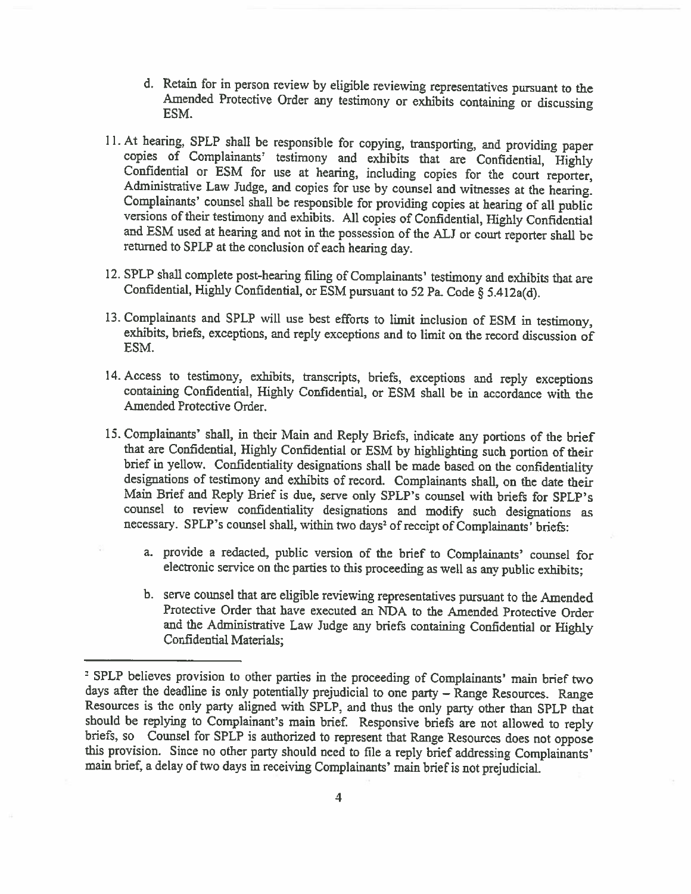d. Retain for in person review by eligible reviewing representatives pursuant to the Amended Protective Order any testimony or exhibits containing or discussing ESM.

11. At hearing, SPLP shall be responsible for copying, transporting, and providing paper copies of Complainants' testimony and exhibits that are Confidential, Highly Confidential or ESM for use at hearing, including copies for the court reporter, Administrative Law Judge, and copies for use by counsel and witnesses at the hearing. Complainants' counsel shall be responsible for providing copies at hearing of all public versions of their testimony and exhibits. All copies of Confidential, Highly Confidential and ESM used at hearing and not in the possession of the ALJ or court reporter shall be returned to SPLP at the conclusion of each hearing day.

12. SPLP shall complete post-hearing filing of Complainants' testimony and exhibits that are Confidential, Highly Confidential, or ESM pursuant to 52 Pa. Code § 5.412a(d).

13. Complainants and SPLP will use best efforts to limit inclusion of ESM in testimony, exhibits, briefs, exceptions, and reply exceptions and to limit on the record discussion of ESM.

14. Access to testimony, exhibits, transcripts, briefs, exceptions and reply exceptions containing Confidential, Highly Confidential, or ESM shall be in accordance with the Amended Protective Order.

15. Complainants' shall, in their Main and Reply Briefs, indicate any portions of the brief that are Confidential, Highly Confidential or ESM by highlighting such portion of their brief in yellow. Confidentiality designations shall be made based on the confidentiality designations of testimony and exhibits of record. Complainants shall, on the date their Main Brief and Reply Brief is due, serve only SPLP's counsel with briefs for SPLP's counsel to review confidentiality designations and modify such designations as necessary. SPLP's counsel shall, within two days[2] of receipt of Complainants' briefs:

    a. provide a redacted, public version of the brief to Complainants' counsel for electronic service on the parties to this proceeding as well as any public exhibits;

    b. serve counsel that are eligible reviewing representatives pursuant to the Amended Protective Order that have executed an NDA to the Amended Protective Order and the Administrative Law Judge any briefs containing Confidential or Highly Confidential Materials;

[2] SPLP believes provision to other parties in the proceeding of Complainants' main brief two days after the deadline is only potentially prejudicial to one party – Range Resources. Range Resources is the only party aligned with SPLP, and thus the only party other than SPLP that should be replying to Complainant's main brief. Responsive briefs are not allowed to reply briefs, so Counsel for SPLP is authorized to represent that Range Resources does not oppose this provision. Since no other party should need to file a reply brief addressing Complainants' main brief, a delay of two days in receiving Complainants' main brief is not prejudicial.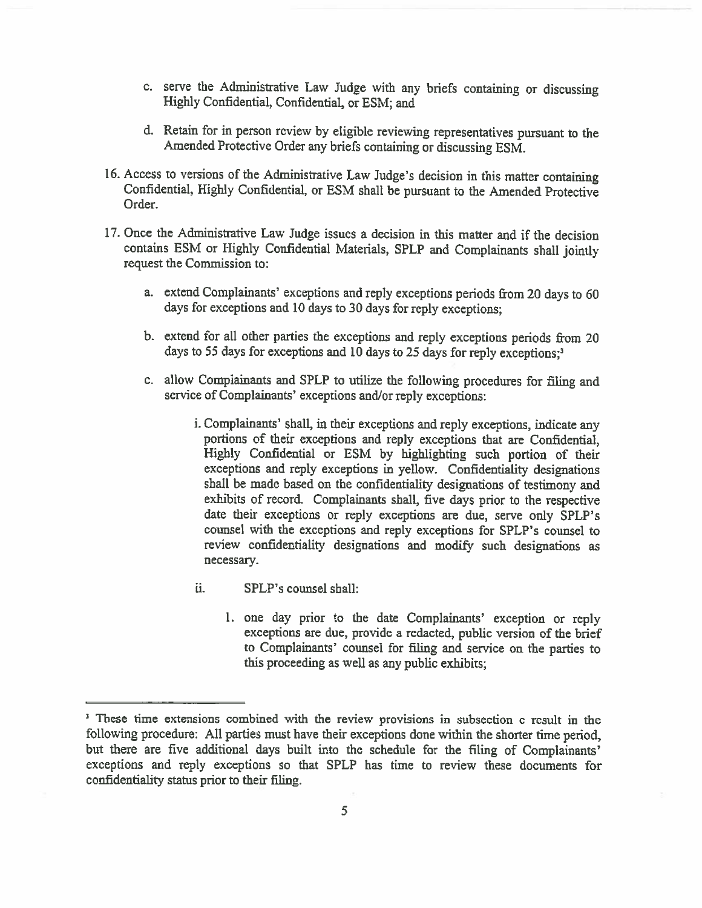c. serve the Administrative Law Judge with any briefs containing or discussing Highly Confidential, Confidential, or ESM; and

d. Retain for in person review by eligible reviewing representatives pursuant to the Amended Protective Order any briefs containing or discussing ESM.

16. Access to versions of the Administrative Law Judge's decision in this matter containing Confidential, Highly Confidential, or ESM shall be pursuant to the Amended Protective Order.

17. Once the Administrative Law Judge issues a decision in this matter and if the decision contains ESM or Highly Confidential Materials, SPLP and Complainants shall jointly request the Commission to:

   a. extend Complainants' exceptions and reply exceptions periods from 20 days to 60 days for exceptions and 10 days to 30 days for reply exceptions;

   b. extend for all other parties the exceptions and reply exceptions periods from 20 days to 55 days for exceptions and 10 days to 25 days for reply exceptions;[3]

   c. allow Complainants and SPLP to utilize the following procedures for filing and service of Complainants' exceptions and/or reply exceptions:

      i. Complainants' shall, in their exceptions and reply exceptions, indicate any portions of their exceptions and reply exceptions that are Confidential, Highly Confidential or ESM by highlighting such portion of their exceptions and reply exceptions in yellow. Confidentiality designations shall be made based on the confidentiality designations of testimony and exhibits of record. Complainants shall, five days prior to the respective date their exceptions or reply exceptions are due, serve only SPLP's counsel with the exceptions and reply exceptions for SPLP's counsel to review confidentiality designations and modify such designations as necessary.

      ii. SPLP's counsel shall:

         1. one day prior to the date Complainants' exception or reply exceptions are due, provide a redacted, public version of the brief to Complainants' counsel for filing and service on the parties to this proceeding as well as any public exhibits;

---

[3] These time extensions combined with the review provisions in subsection c result in the following procedure: All parties must have their exceptions done within the shorter time period, but there are five additional days built into the schedule for the filing of Complainants' exceptions and reply exceptions so that SPLP has time to review these documents for confidentiality status prior to their filing.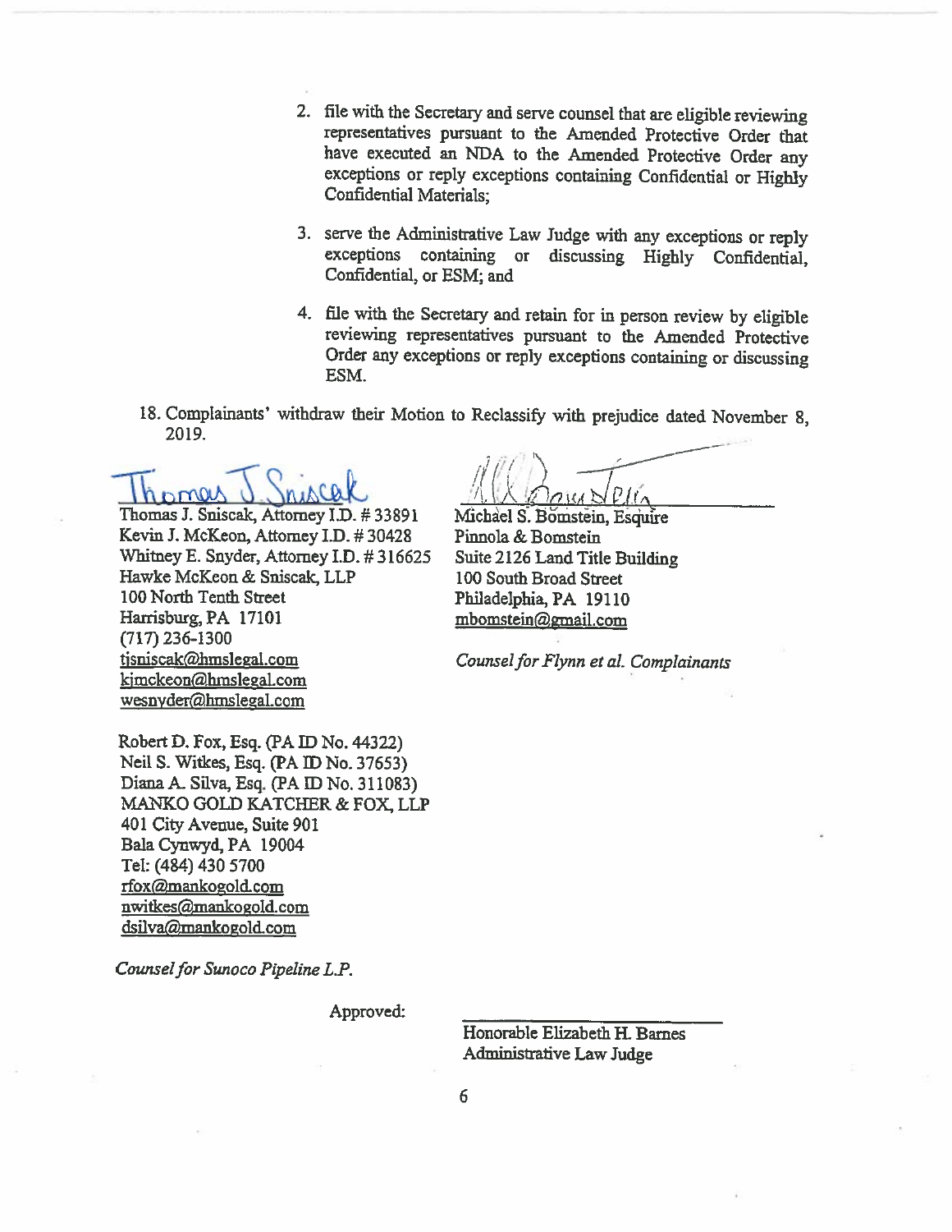2. file with the Secretary and serve counsel that are eligible reviewing representatives pursuant to the Amended Protective Order that have executed an NDA to the Amended Protective Order any exceptions or reply exceptions containing Confidential or Highly Confidential Materials;

3. serve the Administrative Law Judge with any exceptions or reply exceptions containing or discussing Highly Confidential, Confidential, or ESM; and

4. file with the Secretary and retain for in person review by eligible reviewing representatives pursuant to the Amended Protective Order any exceptions or reply exceptions containing or discussing ESM.

18. Complainants' withdraw their Motion to Reclassify with prejudice dated November 8, 2019.

Thomas J. Sniscak

Thomas J. Sniscak, Attorney I.D. # 33891
Kevin J. McKeon, Attorney I.D. # 30428
Whitney E. Snyder, Attorney I.D. # 316625
Hawke McKeon & Sniscak, LLP
100 North Tenth Street
Harrisburg, PA 17101
(717) 236-1300
tjsniscak@hmslegal.com
kjmckeon@hmslegal.com
wesnyder@hmslegal.com

Robert D. Fox, Esq. (PA ID No. 44322)
Neil S. Witkes, Esq. (PA ID No. 37653)
Diana A. Silva, Esq. (PA ID No. 311083)
MANKO GOLD KATCHER & FOX, LLP
401 City Avenue, Suite 901
Bala Cynwyd, PA 19004
Tel: (484) 430 5700
rfox@mankogold.com
nwitkes@mankogold.com
dsilva@mankogold.com

*Counsel for Sunoco Pipeline L.P.*

Michael S. Bomstein

Michael S. Bomstein, Esquire
Pinnola & Bomstein
Suite 2126 Land Title Building
100 South Broad Street
Philadelphia, PA 19110
mbomstein@gmail.com

*Counsel for Flynn et al. Complainants*

Approved: \_\_\_\_\_\_\_\_\_\_\_\_\_\_\_\_\_\_\_\_\_\_\_\_\_\_

Honorable Elizabeth H. Barnes
Administrative Law Judge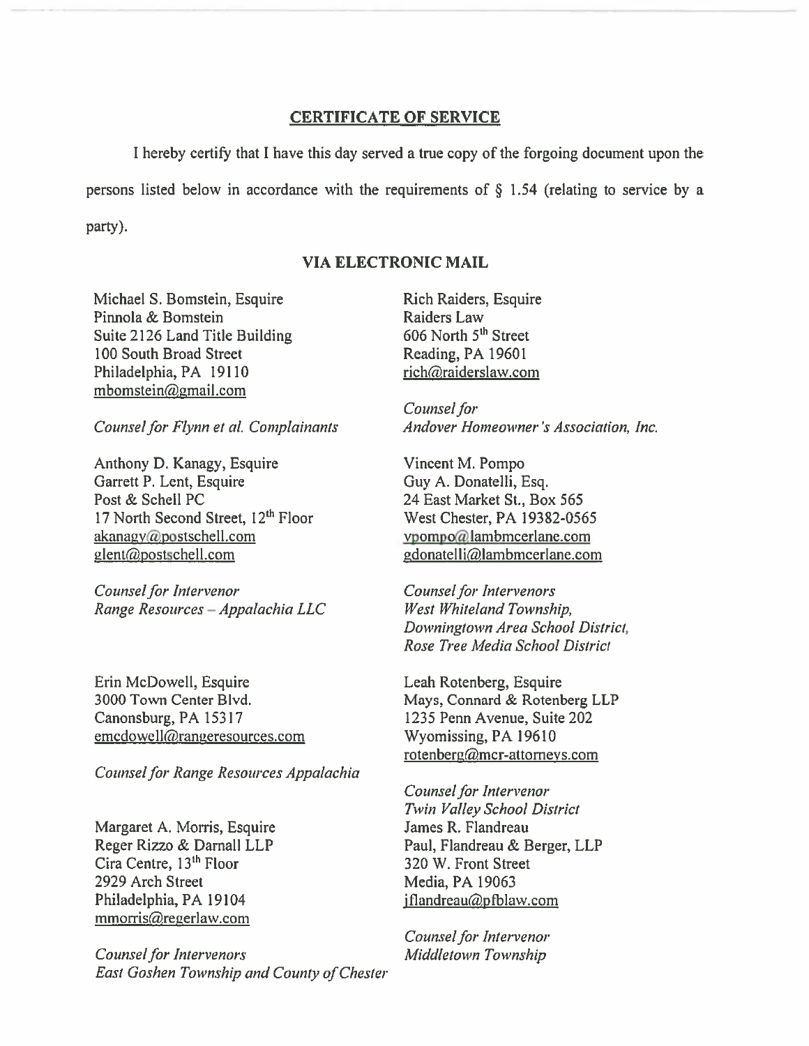## CERTIFICATE OF SERVICE

I hereby certify that I have this day served a true copy of the forgoing document upon the persons listed below in accordance with the requirements of § 1.54 (relating to service by a party).

### VIA ELECTRONIC MAIL

Michael S. Bomstein, Esquire
Pinnola & Bomstein
Suite 2126 Land Title Building
100 South Broad Street
Philadelphia, PA 19110
mbomstein@gmail.com

*Counsel for Flynn et al. Complainants*

Anthony D. Kanagy, Esquire
Garrett P. Lent, Esquire
Post & Schell PC
17 North Second Street, 12th Floor
akanagy@postschell.com
glent@postschell.com

*Counsel for Intervenor*
*Range Resources – Appalachia LLC*

Erin McDowell, Esquire
3000 Town Center Blvd.
Canonsburg, PA 15317
emcdowell@rangeresources.com

*Counsel for Range Resources Appalachia*

Margaret A. Morris, Esquire
Reger Rizzo & Darnall LLP
Cira Centre, 13th Floor
2929 Arch Street
Philadelphia, PA 19104
mmorris@regerlaw.com

*Counsel for Intervenors*
*East Goshen Township and County of Chester*

Rich Raiders, Esquire
Raiders Law
606 North 5th Street
Reading, PA 19601
rich@raiderslaw.com

*Counsel for*
*Andover Homeowner's Association, Inc.*

Vincent M. Pompo
Guy A. Donatelli, Esq.
24 East Market St., Box 565
West Chester, PA 19382-0565
vpompo@lambmcerlane.com
gdonatelli@lambmcerlane.com

*Counsel for Intervenors*
*West Whiteland Township,*
*Downingtown Area School District,*
*Rose Tree Media School District*

Leah Rotenberg, Esquire
Mays, Connard & Rotenberg LLP
1235 Penn Avenue, Suite 202
Wyomissing, PA 19610
rotenberg@mcr-attorneys.com

*Counsel for Intervenor*
*Twin Valley School District*

James R. Flandreau
Paul, Flandreau & Berger, LLP
320 W. Front Street
Media, PA 19063
jflandreau@pfblaw.com

*Counsel for Intervenor*
*Middletown Township*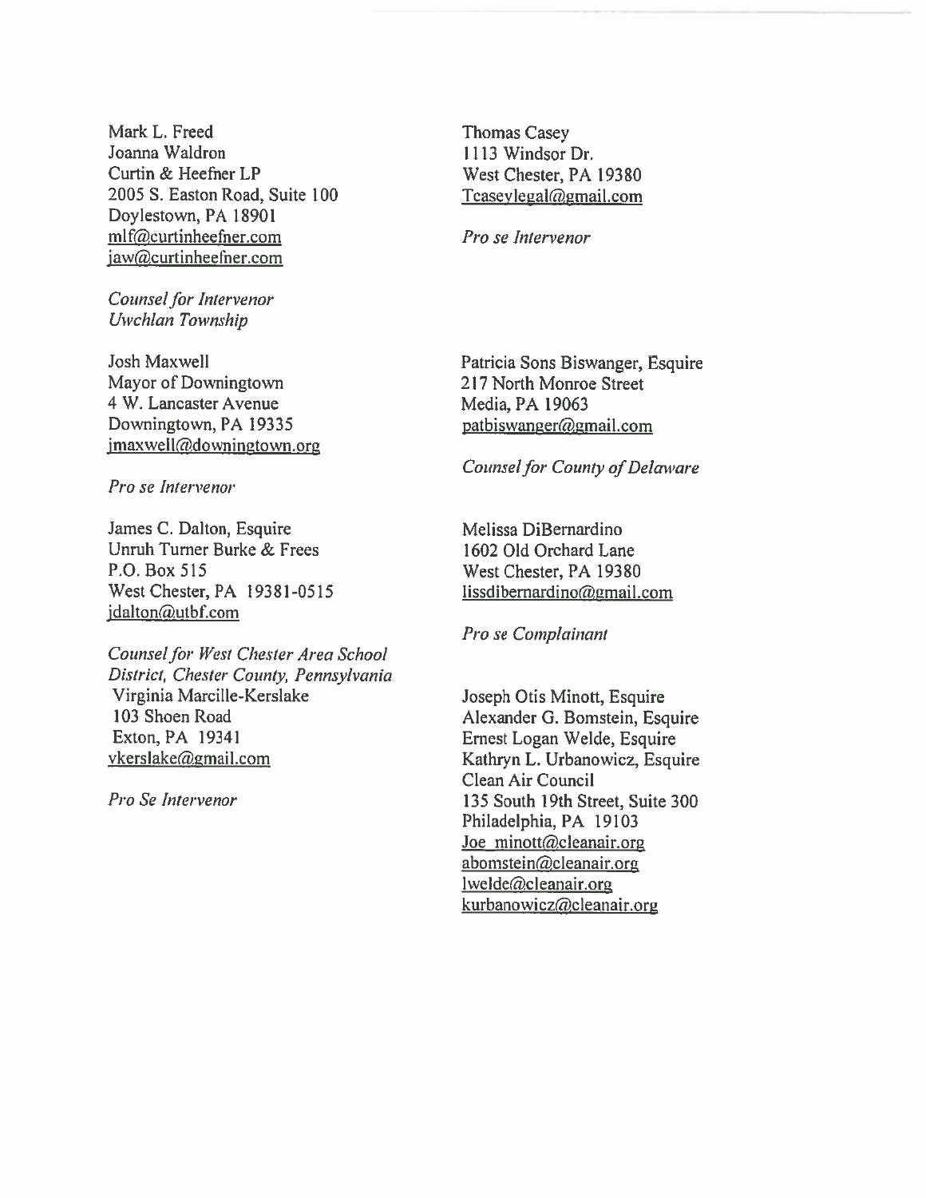Mark L. Freed
Joanna Waldron
Curtin & Heefner LP
2005 S. Easton Road, Suite 100
Doylestown, PA 18901
mlf@curtinheefner.com
jaw@curtinheefner.com

*Counsel for Intervenor Uwchlan Township*

Josh Maxwell
Mayor of Downingtown
4 W. Lancaster Avenue
Downingtown, PA 19335
jmaxwell@downingtown.org

*Pro se Intervenor*

James C. Dalton, Esquire
Unruh Turner Burke & Frees
P.O. Box 515
West Chester, PA 19381-0515
jdalton@utbf.com

*Counsel for West Chester Area School District, Chester County, Pennsylvania*

Virginia Marcille-Kerslake
103 Shoen Road
Exton, PA 19341
vkerslake@gmail.com

*Pro Se Intervenor*

Thomas Casey
1113 Windsor Dr.
West Chester, PA 19380
Tcaseylegal@gmail.com

*Pro se Intervenor*

Patricia Sons Biswanger, Esquire
217 North Monroe Street
Media, PA 19063
patbiswanger@gmail.com

*Counsel for County of Delaware*

Melissa DiBernardino
1602 Old Orchard Lane
West Chester, PA 19380
lissdibernardino@gmail.com

*Pro se Complainant*

Joseph Otis Minott, Esquire
Alexander G. Bomstein, Esquire
Ernest Logan Welde, Esquire
Kathryn L. Urbanowicz, Esquire
Clean Air Council
135 South 19th Street, Suite 300
Philadelphia, PA 19103
Joe_minott@cleanair.org
abomstein@cleanair.org
lwelde@cleanair.org
kurbanowicz@cleanair.org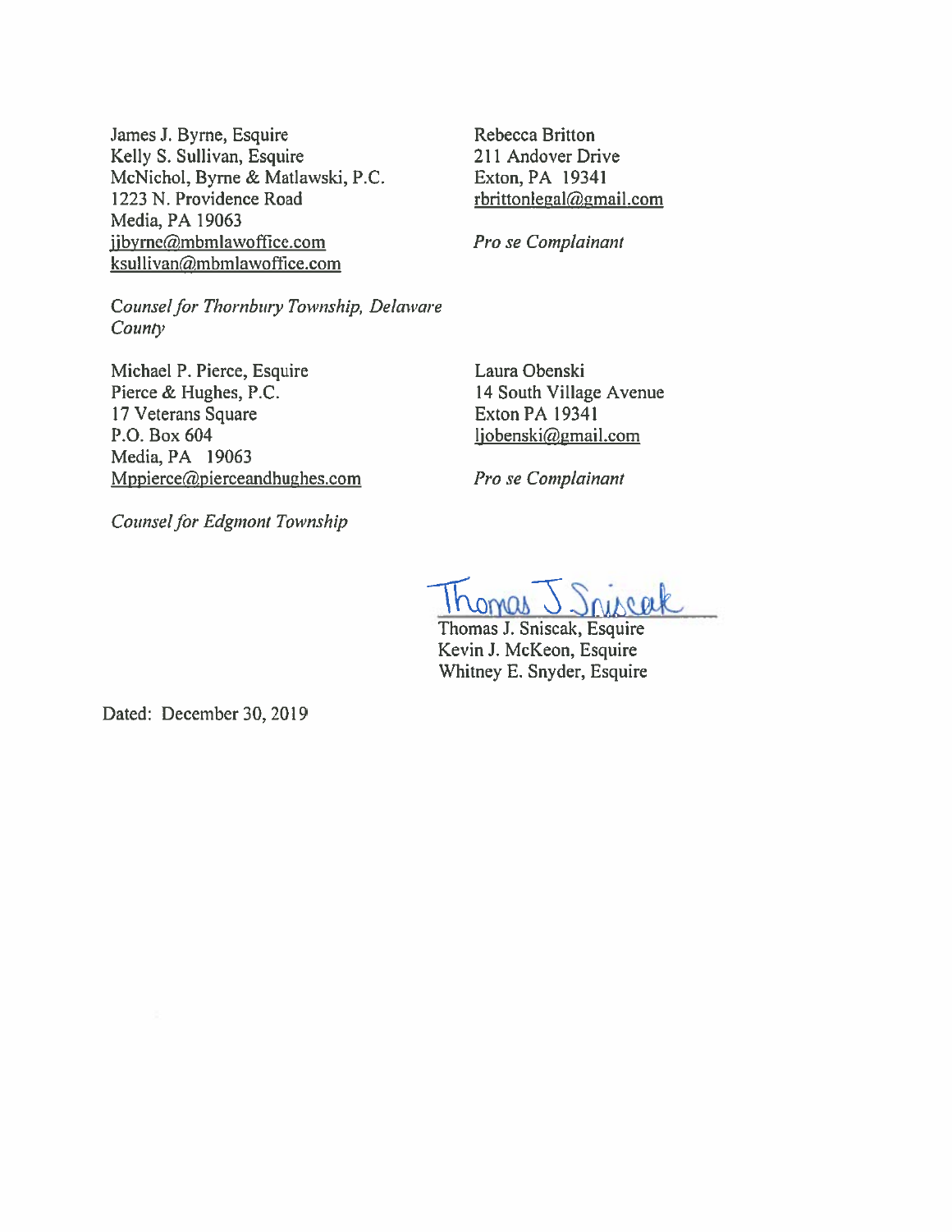James J. Byrne, Esquire
Kelly S. Sullivan, Esquire
McNichol, Byrne & Matlawski, P.C.
1223 N. Providence Road
Media, PA 19063
jjbyrne@mbmlawoffice.com
ksullivan@mbmlawoffice.com

*Counsel for Thornbury Township, Delaware County*

Rebecca Britton
211 Andover Drive
Exton, PA 19341
rbrittonlegal@gmail.com

*Pro se Complainant*

Michael P. Pierce, Esquire
Pierce & Hughes, P.C.
17 Veterans Square
P.O. Box 604
Media, PA 19063
Mppierce@pierceandhughes.com

*Counsel for Edgmont Township*

Laura Obenski
14 South Village Avenue
Exton PA 19341
ljobenski@gmail.com

*Pro se Complainant*

Thomas J. Sniscak

Thomas J. Sniscak, Esquire
Kevin J. McKeon, Esquire
Whitney E. Snyder, Esquire

Dated: December 30, 2019